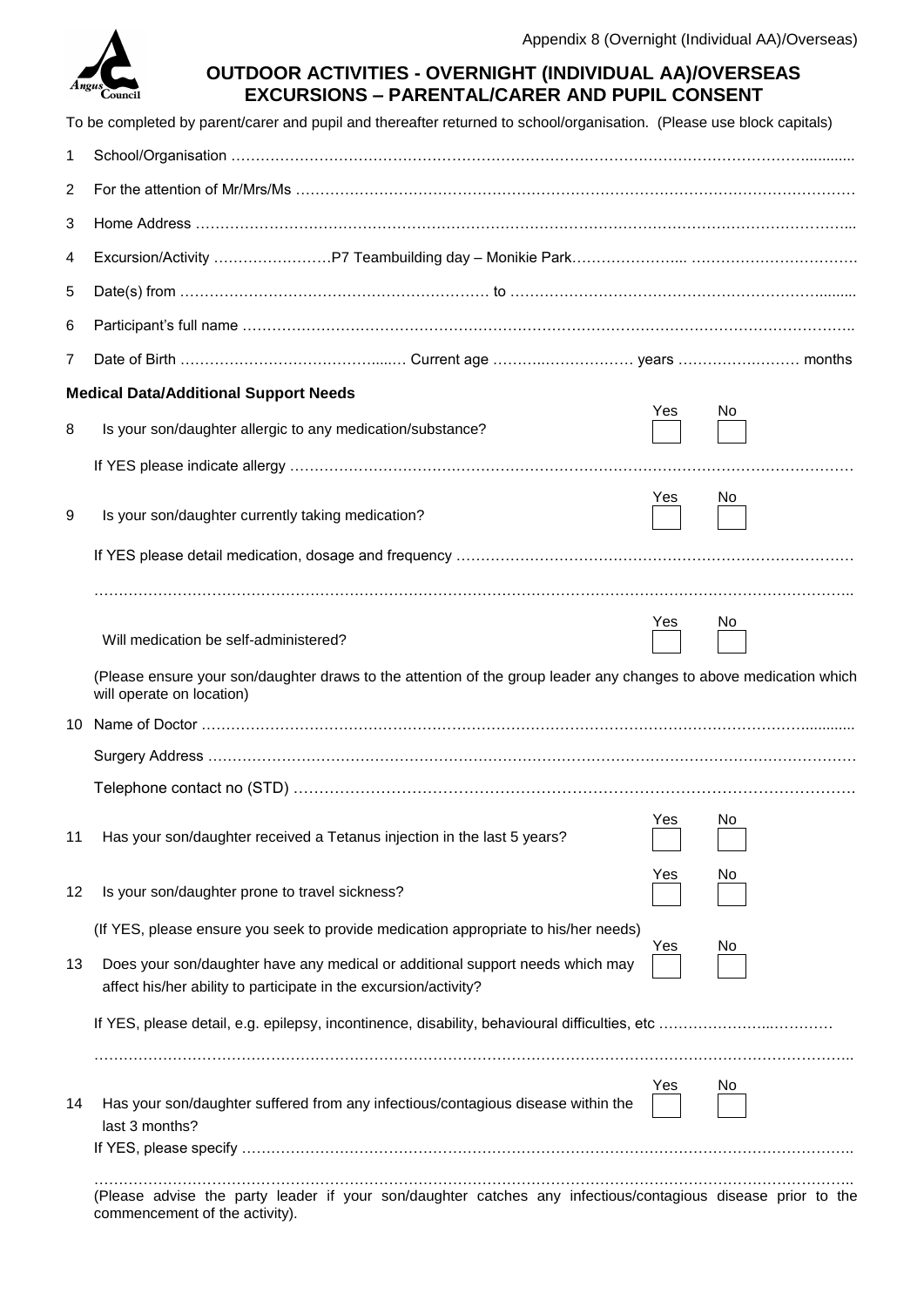Appendix 8 (Overnight (Individual AA)/Overseas)

# OUTDOOR ACTIVITIES - OVERNIGHT (INDIVIDUAL AA)/OVERSEAS EXCURSIONS – PARENTAL/CARER AND PUPIL CONSENT

To be completed by parent/carer and pupil and thereafter returned to school/organisation. (Please use block capitals)

1 School/Organisation ……………………………………………………………………………………………………………

2 For the attention of Mr/Mrs/Ms ……………………………………………………………………………………………

3 Home Address ………………………………………………………………………………………………………………

4 Excursion/Activity ……………………P7 Teambuilding day – Monikie Park………………….. ……………………………

5 Date(s) from ……………………………………………………… to ………………………………………………………

6 Participant's full name …………………………………………………………………………………………………………

7 Date of Birth …………………………………….… Current age ………………………… years …………………… months

**Medical Data/Additional Support Needs**

8 Is your son/daughter allergic to any medication/substance? Yes ☐ No ☐

If YES please indicate allergy ………………………………………………………………………………………………

9 Is your son/daughter currently taking medication? Yes ☐ No ☐

If YES please detail medication, dosage and frequency ……………………………………………………………………

…………………………………………………………………………………………………………………………………

Will medication be self-administered? Yes ☐ No ☐

(Please ensure your son/daughter draws to the attention of the group leader any changes to above medication which will operate on location)

10 Name of Doctor ……………………………………………………………………………………………………………

Surgery Address …………………………………………………………………………………………………………

Telephone contact no (STD) ……………………………………………………………………………………………

11 Has your son/daughter received a Tetanus injection in the last 5 years? Yes ☐ No ☐

12 Is your son/daughter prone to travel sickness? Yes ☐ No ☐

(If YES, please ensure you seek to provide medication appropriate to his/her needs)

13 Does your son/daughter have any medical or additional support needs which may affect his/her ability to participate in the excursion/activity? Yes ☐ No ☐

If YES, please detail, e.g. epilepsy, incontinence, disability, behavioural difficulties, etc ………………………………

…………………………………………………………………………………………………………………………………

14 Has your son/daughter suffered from any infectious/contagious disease within the last 3 months? Yes ☐ No ☐

If YES, please specify ………………………………………………………………………………………………………

…………………………………………………………………………………………………………………………………

(Please advise the party leader if your son/daughter catches any infectious/contagious disease prior to the commencement of the activity).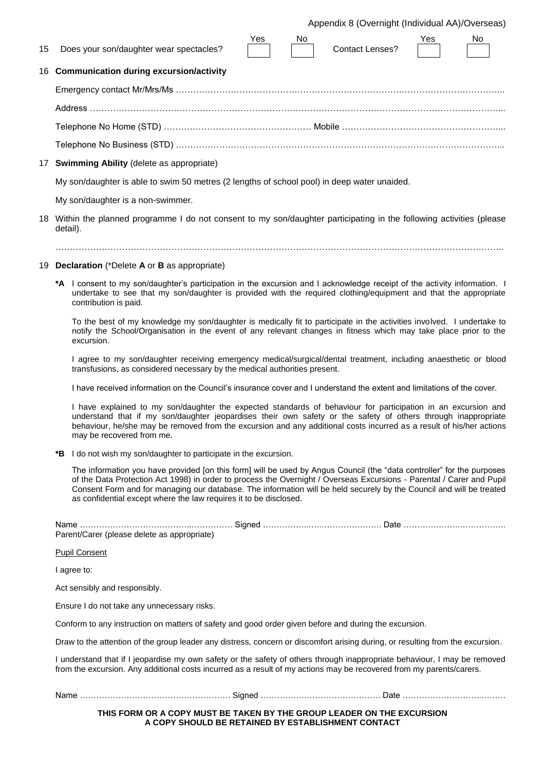Appendix 8 (Overnight (Individual AA)/Overseas)

15 Does your son/daughter wear spectacles? Yes ☐ No ☐ Contact Lenses? Yes ☐ No ☐

16 **Communication during excursion/activity**

Emergency contact Mr/Mrs/Ms …………………………………………………………………………………………………...

Address ………………………………………………………………………………………………………………………...

Telephone No Home (STD) …………………………………………… Mobile ………………………………………………...

Telephone No Business (STD) ………………………………………………………………………………………………...

17 **Swimming Ability** (delete as appropriate)

My son/daughter is able to swim 50 metres (2 lengths of school pool) in deep water unaided.

My son/daughter is a non-swimmer.

18 Within the planned programme I do not consent to my son/daughter participating in the following activities (please detail).

…………………………………………………………………………………………………………………………………..

19 **Declaration** (*Delete **A** or **B** as appropriate)

**\*A** I consent to my son/daughter's participation in the excursion and I acknowledge receipt of the activity information. I undertake to see that my son/daughter is provided with the required clothing/equipment and that the appropriate contribution is paid.

To the best of my knowledge my son/daughter is medically fit to participate in the activities involved. I undertake to notify the School/Organisation in the event of any relevant changes in fitness which may take place prior to the excursion.

I agree to my son/daughter receiving emergency medical/surgical/dental treatment, including anaesthetic or blood transfusions, as considered necessary by the medical authorities present.

I have received information on the Council's insurance cover and I understand the extent and limitations of the cover.

I have explained to my son/daughter the expected standards of behaviour for participation in an excursion and understand that if my son/daughter jeopardises their own safety or the safety of others through inappropriate behaviour, he/she may be removed from the excursion and any additional costs incurred as a result of his/her actions may be recovered from me.

**\*B** I do not wish my son/daughter to participate in the excursion.

The information you have provided [on this form] will be used by Angus Council (the "data controller" for the purposes of the Data Protection Act 1998) in order to process the Overnight / Overseas Excursions - Parental / Carer and Pupil Consent Form and for managing our database. The information will be held securely by the Council and will be treated as confidential except where the law requires it to be disclosed.

Name ………………………………..…………… Signed …………….…..………………… Date ………….……..……………..
Parent/Carer (please delete as appropriate)

<u>Pupil Consent</u>

I agree to:

Act sensibly and responsibly.

Ensure I do not take any unnecessary risks.

Conform to any instruction on matters of safety and good order given before and during the excursion.

Draw to the attention of the group leader any distress, concern or discomfort arising during, or resulting from the excursion.

I understand that if I jeopardise my own safety or the safety of others through inappropriate behaviour, I may be removed from the excursion. Any additional costs incurred as a result of my actions may be recovered from my parents/carers.

Name ………………………………………………. Signed ………….…………………………. Date …………………………..………

**THIS FORM OR A COPY MUST BE TAKEN BY THE GROUP LEADER ON THE EXCURSION**
**A COPY SHOULD BE RETAINED BY ESTABLISHMENT CONTACT**